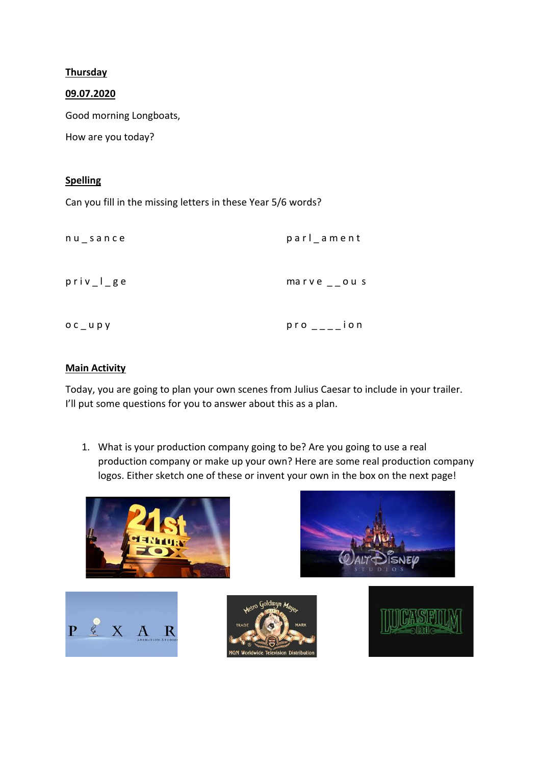**Thursday**

**09.07.2020**

Good morning Longboats,

How are you today?

**Spelling**

Can you fill in the missing letters in these Year 5/6 words?

n u _ s a n c e

p a r l _ a m e n t

p r i v _ l _ g e

ma r v e _ _ o u s

o c _ u p y

p r o _ _ _ _ i o n

**Main Activity**

Today, you are going to plan your own scenes from Julius Caesar to include in your trailer. I'll put some questions for you to answer about this as a plan.

1. What is your production company going to be? Are you going to use a real production company or make up your own? Here are some real production company logos. Either sketch one of these or invent your own in the box on the next page!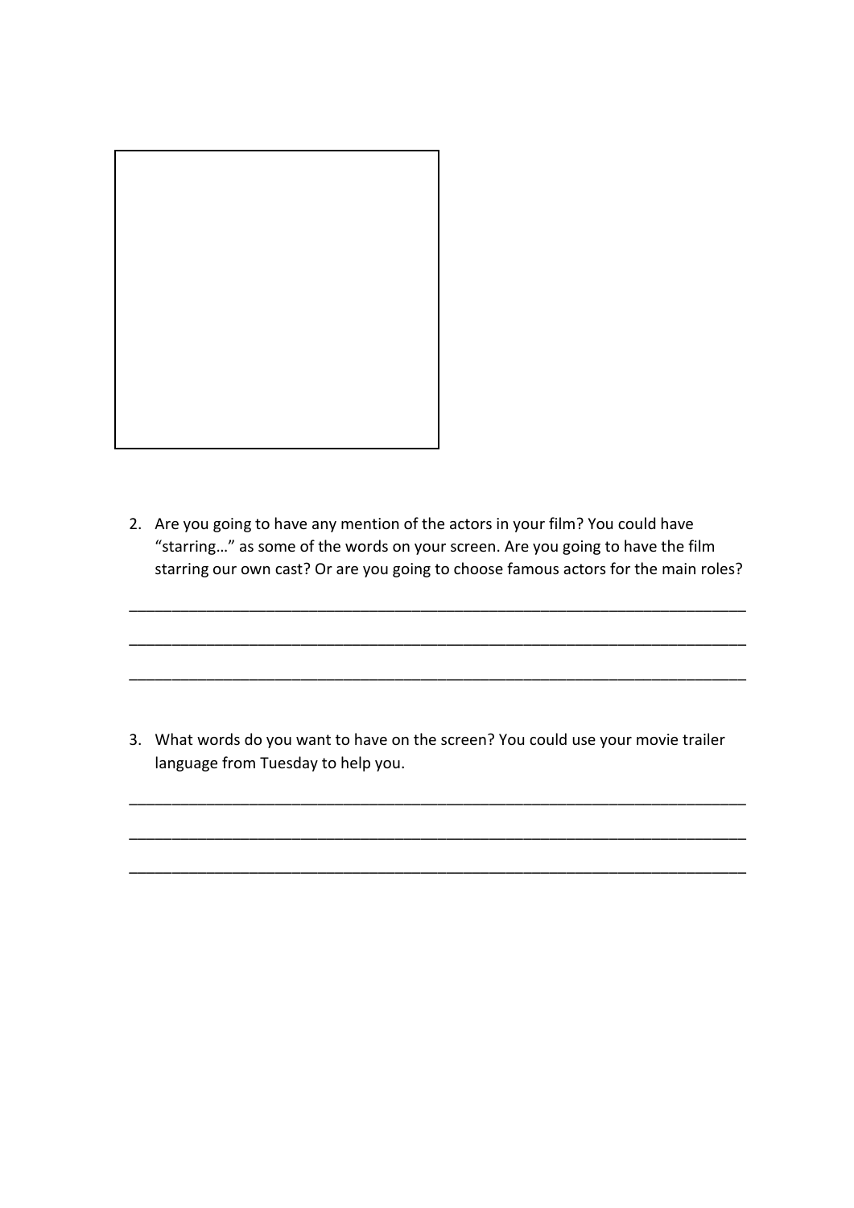2. Are you going to have any mention of the actors in your film? You could have "starring…" as some of the words on your screen. Are you going to have the film starring our own cast? Or are you going to choose famous actors for the main roles?

___________________________________________________________________________

___________________________________________________________________________

___________________________________________________________________________

3. What words do you want to have on the screen? You could use your movie trailer language from Tuesday to help you.

___________________________________________________________________________

___________________________________________________________________________

___________________________________________________________________________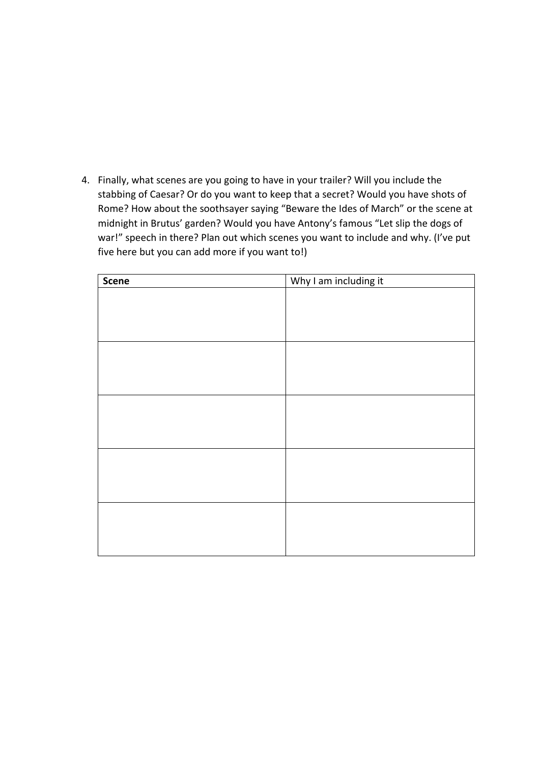4. Finally, what scenes are you going to have in your trailer? Will you include the stabbing of Caesar? Or do you want to keep that a secret? Would you have shots of Rome? How about the soothsayer saying "Beware the Ides of March" or the scene at midnight in Brutus' garden? Would you have Antony's famous "Let slip the dogs of war!" speech in there? Plan out which scenes you want to include and why. (I've put five here but you can add more if you want to!)

| **Scene** | Why I am including it |
| --- | --- |
| | |
| | |
| | |
| | |
| | |